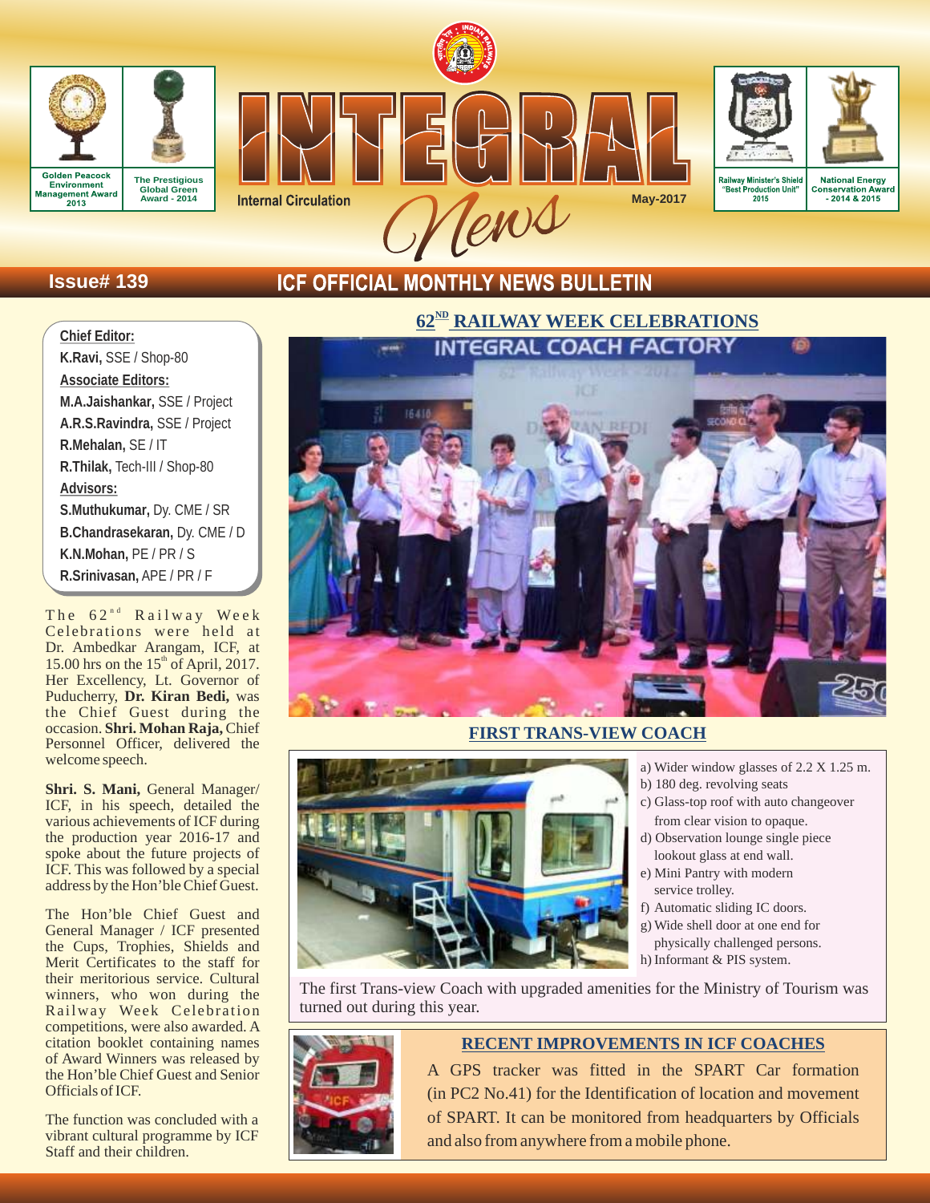Golden Peacock Environment Management Award 2013

The Prestigious Global Green Award - 2014

# INTEGRAL News

Internal Circulation

May-2017

Railway Minister's Shield "Best Production Unit" 2015

National Energy Conservation Award - 2014 & 2015

Issue# 139

## ICF OFFICIAL MONTHLY NEWS BULLETIN

**Chief Editor:**
**K.Ravi,** SSE / Shop-80

**Associate Editors:**
**M.A.Jaishankar,** SSE / Project
**A.R.S.Ravindra,** SSE / Project
**R.Mehalan,** SE / IT
**R.Thilak,** Tech-III / Shop-80

**Advisors:**
**S.Muthukumar,** Dy. CME / SR
**B.Chandrasekaran,** Dy. CME / D
**K.N.Mohan,** PE / PR / S
**R.Srinivasan,** APE / PR / F

## 62[ND] RAILWAY WEEK CELEBRATIONS

The 62[nd] Railway Week Celebrations were held at Dr. Ambedkar Arangam, ICF, at 15.00 hrs on the 15[th] of April, 2017. Her Excellency, Lt. Governor of Puducherry, **Dr. Kiran Bedi,** was the Chief Guest during the occasion. **Shri. Mohan Raja,** Chief Personnel Officer, delivered the welcome speech.

**Shri. S. Mani,** General Manager/ ICF, in his speech, detailed the various achievements of ICF during the production year 2016-17 and spoke about the future projects of ICF. This was followed by a special address by the Hon'ble Chief Guest.

The Hon'ble Chief Guest and General Manager / ICF presented the Cups, Trophies, Shields and Merit Certificates to the staff for their meritorious service. Cultural winners, who won during the Railway Week Celebration competitions, were also awarded. A citation booklet containing names of Award Winners was released by the Hon'ble Chief Guest and Senior Officials of ICF.

The function was concluded with a vibrant cultural programme by ICF Staff and their children.

## FIRST TRANS-VIEW COACH

a) Wider window glasses of 2.2 X 1.25 m.
b) 180 deg. revolving seats
c) Glass-top roof with auto changeover from clear vision to opaque.
d) Observation lounge single piece lookout glass at end wall.
e) Mini Pantry with modern service trolley.
f) Automatic sliding IC doors.
g) Wide shell door at one end for physically challenged persons.
h) Informant & PIS system.

The first Trans-view Coach with upgraded amenities for the Ministry of Tourism was turned out during this year.

## RECENT IMPROVEMENTS IN ICF COACHES

A GPS tracker was fitted in the SPART Car formation (in PC2 No.41) for the Identification of location and movement of SPART. It can be monitored from headquarters by Officials and also from anywhere from a mobile phone.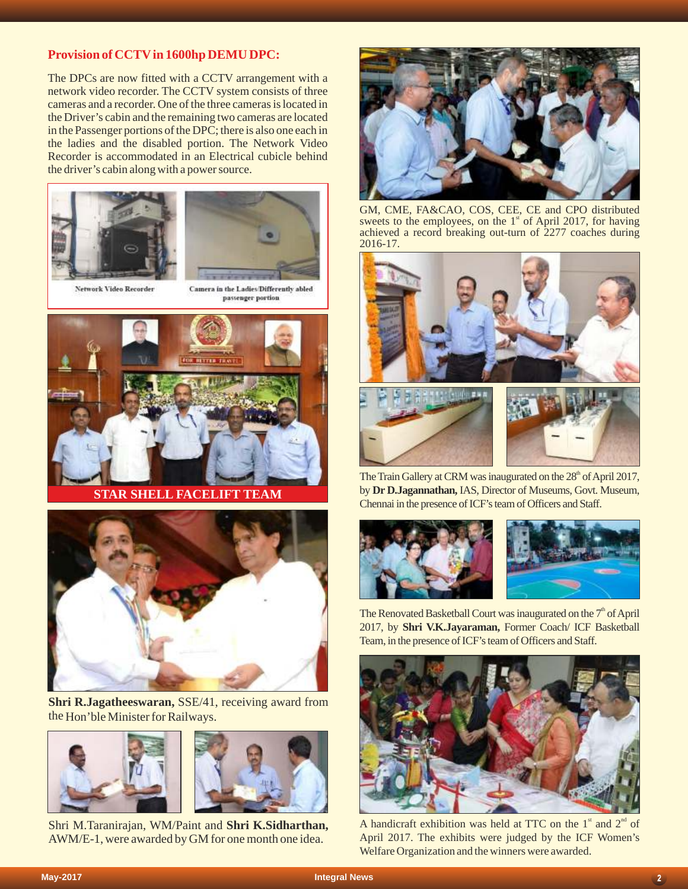### Provision of CCTV in 1600hp DEMU DPC:

The DPCs are now fitted with a CCTV arrangement with a network video recorder. The CCTV system consists of three cameras and a recorder. One of the three cameras is located in the Driver's cabin and the remaining two cameras are located in the Passenger portions of the DPC; there is also one each in the ladies and the disabled portion. The Network Video Recorder is accommodated in an Electrical cubicle behind the driver's cabin along with a power source.

Network Video Recorder

Camera in the Ladies/Differently abled passenger portion

**STAR SHELL FACELIFT TEAM**

**Shri R.Jagatheeswaran,** SSE/41, receiving award from the Hon'ble Minister for Railways.

Shri M.Taranirajan, WM/Paint and **Shri K.Sidharthan,** AWM/E-1, were awarded by GM for one month one idea.

GM, CME, FA&CAO, COS, CEE, CE and CPO distributed sweets to the employees, on the 1st of April 2017, for having achieved a record breaking out-turn of 2277 coaches during 2016-17.

The Train Gallery at CRM was inaugurated on the 28th of April 2017, by **Dr D.Jagannathan,** IAS, Director of Museums, Govt. Museum, Chennai in the presence of ICF's team of Officers and Staff.

The Renovated Basketball Court was inaugurated on the 7th of April 2017, by **Shri V.K.Jayaraman,** Former Coach/ ICF Basketball Team, in the presence of ICF's team of Officers and Staff.

A handicraft exhibition was held at TTC on the 1st and 2nd of April 2017. The exhibits were judged by the ICF Women's Welfare Organization and the winners were awarded.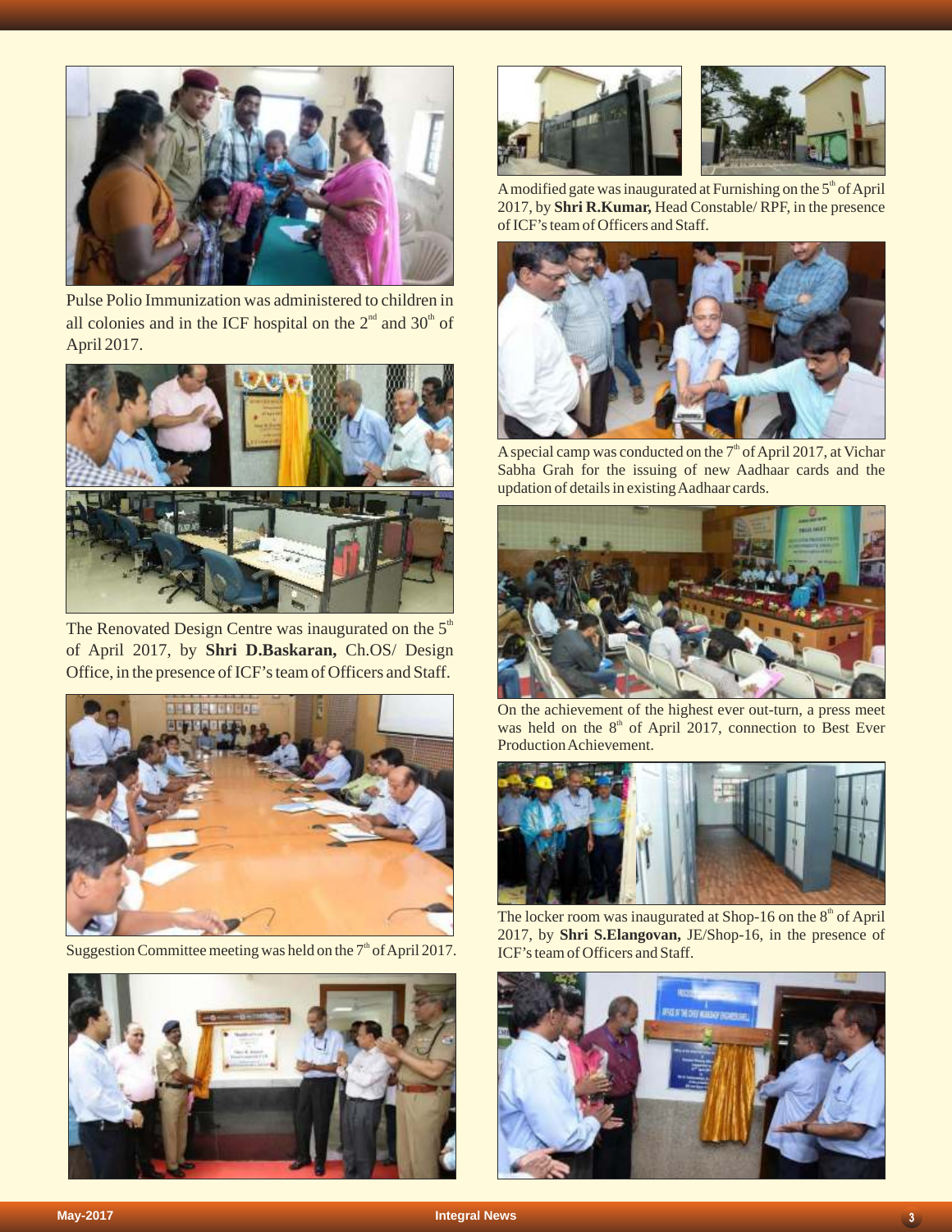Pulse Polio Immunization was administered to children in all colonies and in the ICF hospital on the 2nd and 30th of April 2017.

The Renovated Design Centre was inaugurated on the 5th of April 2017, by **Shri D.Baskaran,** Ch.OS/ Design Office, in the presence of ICF's team of Officers and Staff.

Suggestion Committee meeting was held on the 7th of April 2017.

A modified gate was inaugurated at Furnishing on the 5th of April 2017, by **Shri R.Kumar,** Head Constable/ RPF, in the presence of ICF's team of Officers and Staff.

A special camp was conducted on the 7th of April 2017, at Vichar Sabha Grah for the issuing of new Aadhaar cards and the updation of details in existing Aadhaar cards.

On the achievement of the highest ever out-turn, a press meet was held on the 8th of April 2017, connection to Best Ever Production Achievement.

The locker room was inaugurated at Shop-16 on the 8th of April 2017, by **Shri S.Elangovan,** JE/Shop-16, in the presence of ICF's team of Officers and Staff.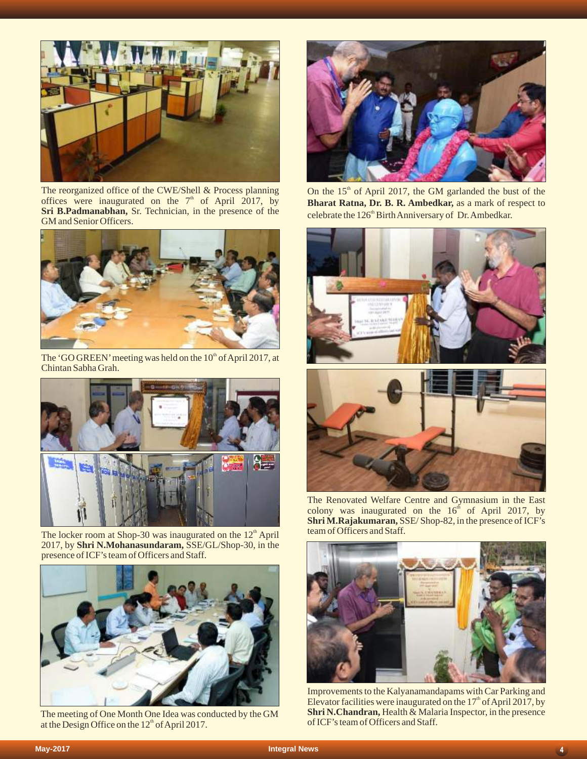The reorganized office of the CWE/Shell & Process planning offices were inaugurated on the 7th of April 2017, by **Sri B.Padmanabhan,** Sr. Technician, in the presence of the GM and Senior Officers.

The 'GO GREEN' meeting was held on the 10th of April 2017, at Chintan Sabha Grah.

The locker room at Shop-30 was inaugurated on the 12th April 2017, by **Shri N.Mohanasundaram,** SSE/GL/Shop-30, in the presence of ICF's team of Officers and Staff.

The meeting of One Month One Idea was conducted by the GM at the Design Office on the 12th of April 2017.

On the 15th of April 2017, the GM garlanded the bust of the **Bharat Ratna, Dr. B. R. Ambedkar,** as a mark of respect to celebrate the 126th Birth Anniversary of Dr. Ambedkar.

The Renovated Welfare Centre and Gymnasium in the East colony was inaugurated on the 16th of April 2017, by **Shri M.Rajakumaran,** SSE/ Shop-82, in the presence of ICF's team of Officers and Staff.

Improvements to the Kalyanamandapams with Car Parking and Elevator facilities were inaugurated on the 17th of April 2017, by **Shri N.Chandran,** Health & Malaria Inspector, in the presence of ICF's team of Officers and Staff.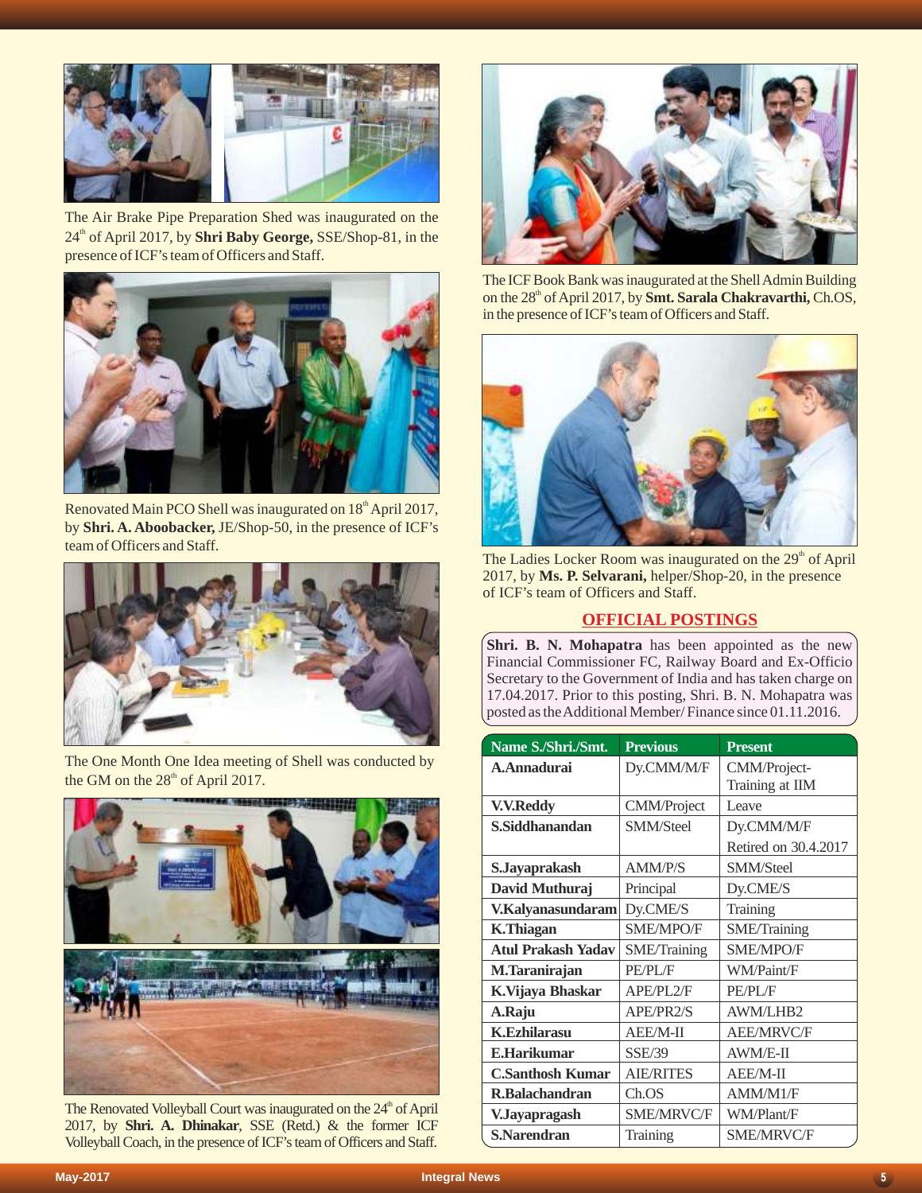The Air Brake Pipe Preparation Shed was inaugurated on the 24th of April 2017, by **Shri Baby George,** SSE/Shop-81, in the presence of ICF's team of Officers and Staff.

Renovated Main PCO Shell was inaugurated on 18th April 2017, by **Shri. A. Aboobacker,** JE/Shop-50, in the presence of ICF's team of Officers and Staff.

The One Month One Idea meeting of Shell was conducted by the GM on the 28th of April 2017.

The Renovated Volleyball Court was inaugurated on the 24th of April 2017, by **Shri. A. Dhinakar**, SSE (Retd.) & the former ICF Volleyball Coach, in the presence of ICF's team of Officers and Staff.

The ICF Book Bank was inaugurated at the Shell Admin Building on the 28th of April 2017, by **Smt. Sarala Chakravarthi,** Ch.OS, in the presence of ICF's team of Officers and Staff.

The Ladies Locker Room was inaugurated on the 29th of April 2017, by **Ms. P. Selvarani,** helper/Shop-20, in the presence of ICF's team of Officers and Staff.

## OFFICIAL POSTINGS

**Shri. B. N. Mohapatra** has been appointed as the new Financial Commissioner FC, Railway Board and Ex-Officio Secretary to the Government of India and has taken charge on 17.04.2017. Prior to this posting, Shri. B. N. Mohapatra was posted as the Additional Member/ Finance since 01.11.2016.

| Name S./Shri./Smt. | Previous | Present |
|---|---|---|
| **A.Annadurai** | Dy.CMM/M/F | CMM/Project-Training at IIM |
| **V.V.Reddy** | CMM/Project | Leave |
| **S.Siddhanandan** | SMM/Steel | Dy.CMM/M/F Retired on 30.4.2017 |
| **S.Jayaprakash** | AMM/P/S | SMM/Steel |
| **David Muthuraj** | Principal | Dy.CME/S |
| **V.Kalyanasundaram** | Dy.CME/S | Training |
| **K.Thiagan** | SME/MPO/F | SME/Training |
| **Atul Prakash Yadav** | SME/Training | SME/MPO/F |
| **M.Taranirajan** | PE/PL/F | WM/Paint/F |
| **K.Vijaya Bhaskar** | APE/PL2/F | PE/PL/F |
| **A.Raju** | APE/PR2/S | AWM/LHB2 |
| **K.Ezhilarasu** | AEE/M-II | AEE/MRVC/F |
| **E.Harikumar** | SSE/39 | AWM/E-II |
| **C.Santhosh Kumar** | AIE/RITES | AEE/M-II |
| **R.Balachandran** | Ch.OS | AMM/M1/F |
| **V.Jayapragash** | SME/MRVC/F | WM/Plant/F |
| **S.Narendran** | Training | SME/MRVC/F |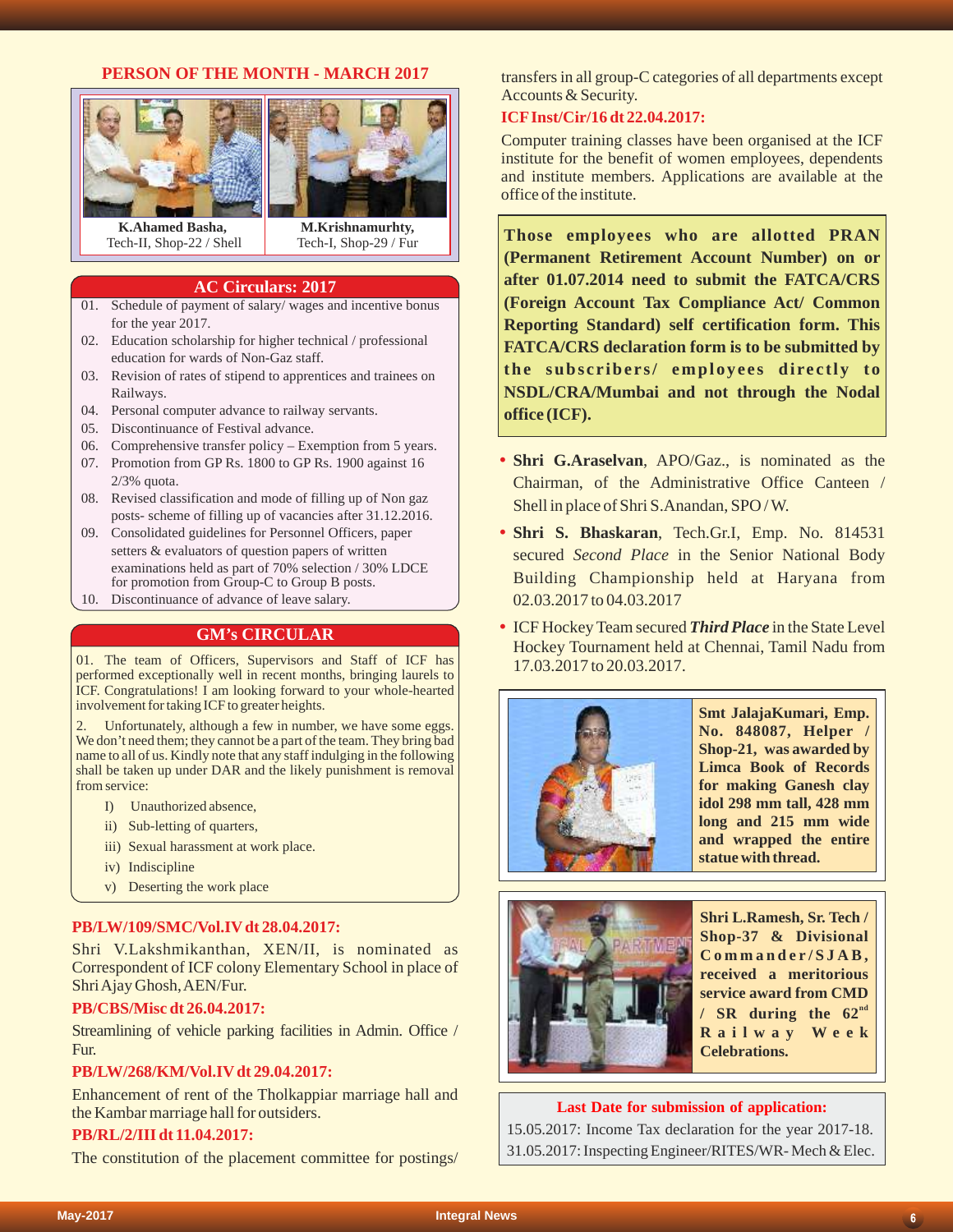## PERSON OF THE MONTH - MARCH 2017

**K.Ahamed Basha,**
Tech-II, Shop-22 / Shell

**M.Krishnamurhty,**
Tech-I, Shop-29 / Fur

## AC Circulars: 2017

01. Schedule of payment of salary/ wages and incentive bonus for the year 2017.
02. Education scholarship for higher technical / professional education for wards of Non-Gaz staff.
03. Revision of rates of stipend to apprentices and trainees on Railways.
04. Personal computer advance to railway servants.
05. Discontinuance of Festival advance.
06. Comprehensive transfer policy – Exemption from 5 years.
07. Promotion from GP Rs. 1800 to GP Rs. 1900 against 16 2/3% quota.
08. Revised classification and mode of filling up of Non gaz posts- scheme of filling up of vacancies after 31.12.2016.
09. Consolidated guidelines for Personnel Officers, paper setters & evaluators of question papers of written examinations held as part of 70% selection / 30% LDCE for promotion from Group-C to Group B posts.
10. Discontinuance of advance of leave salary.

## GM's CIRCULAR

01. The team of Officers, Supervisors and Staff of ICF has performed exceptionally well in recent months, bringing laurels to ICF. Congratulations! I am looking forward to your whole-hearted involvement for taking ICF to greater heights.

2. Unfortunately, although a few in number, we have some eggs. We don't need them; they cannot be a part of the team. They bring bad name to all of us. Kindly note that any staff indulging in the following shall be taken up under DAR and the likely punishment is removal from service:

- I) Unauthorized absence,
- ii) Sub-letting of quarters,
- iii) Sexual harassment at work place.
- iv) Indiscipline
- v) Deserting the work place

**PB/LW/109/SMC/Vol.IV dt 28.04.2017:**

Shri V.Lakshmikanthan, XEN/II, is nominated as Correspondent of ICF colony Elementary School in place of Shri Ajay Ghosh, AEN/Fur.

**PB/CBS/Misc dt 26.04.2017:**

Streamlining of vehicle parking facilities in Admin. Office / Fur.

**PB/LW/268/KM/Vol.IV dt 29.04.2017:**

Enhancement of rent of the Tholkappiar marriage hall and the Kambar marriage hall for outsiders.

**PB/RL/2/III dt 11.04.2017:**

The constitution of the placement committee for postings/ transfers in all group-C categories of all departments except Accounts & Security.

**ICF Inst/Cir/16 dt 22.04.2017:**

Computer training classes have been organised at the ICF institute for the benefit of women employees, dependents and institute members. Applications are available at the office of the institute.

**Those employees who are allotted PRAN (Permanent Retirement Account Number) on or after 01.07.2014 need to submit the FATCA/CRS (Foreign Account Tax Compliance Act/ Common Reporting Standard) self certification form. This FATCA/CRS declaration form is to be submitted by the subscribers/ employees directly to NSDL/CRA/Mumbai and not through the Nodal office (ICF).**

- **Shri G.Araselvan**, APO/Gaz., is nominated as the Chairman, of the Administrative Office Canteen / Shell in place of Shri S.Anandan, SPO / W.
- **Shri S. Bhaskaran**, Tech.Gr.I, Emp. No. 814531 secured *Second Place* in the Senior National Body Building Championship held at Haryana from 02.03.2017 to 04.03.2017
- ICF Hockey Team secured ***Third Place*** in the State Level Hockey Tournament held at Chennai, Tamil Nadu from 17.03.2017 to 20.03.2017.

**Smt JalajaKumari, Emp. No. 848087, Helper / Shop-21, was awarded by Limca Book of Records for making Ganesh clay idol 298 mm tall, 428 mm long and 215 mm wide and wrapped the entire statue with thread.**

**Shri L.Ramesh, Sr. Tech / Shop-37 & Divisional Commander/SJAB, received a meritorious service award from CMD / SR during the 62nd Railway Week Celebrations.**

**Last Date for submission of application:**

15.05.2017: Income Tax declaration for the year 2017-18.
31.05.2017: Inspecting Engineer/RITES/WR- Mech & Elec.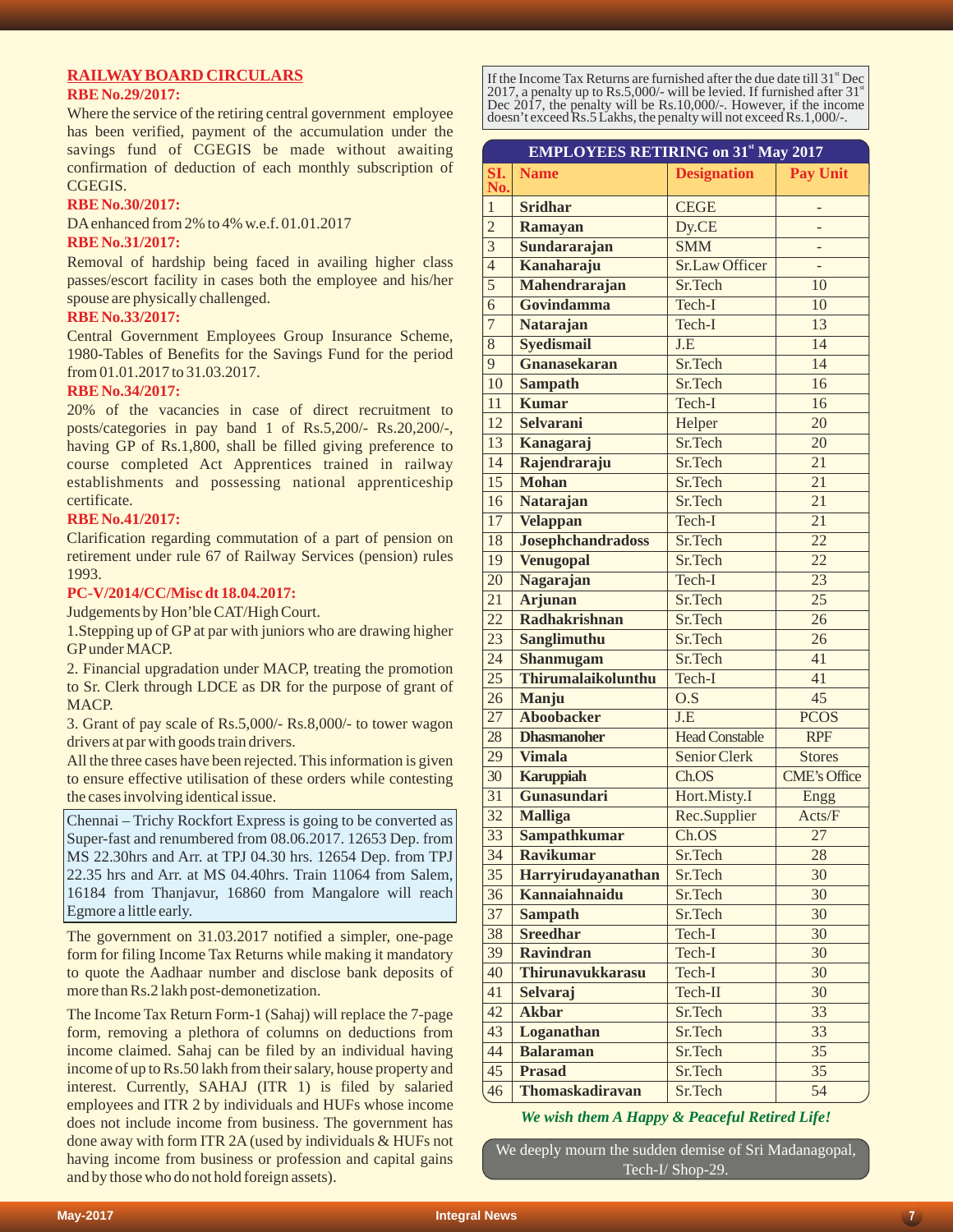## RAILWAY BOARD CIRCULARS

### RBE No.29/2017:

Where the service of the retiring central government employee has been verified, payment of the accumulation under the savings fund of CGEGIS be made without awaiting confirmation of deduction of each monthly subscription of CGEGIS.

### RBE No.30/2017:

DA enhanced from 2% to 4% w.e.f. 01.01.2017

### RBE No.31/2017:

Removal of hardship being faced in availing higher class passes/escort facility in cases both the employee and his/her spouse are physically challenged.

### RBE No.33/2017:

Central Government Employees Group Insurance Scheme, 1980-Tables of Benefits for the Savings Fund for the period from 01.01.2017 to 31.03.2017.

### RBE No.34/2017:

20% of the vacancies in case of direct recruitment to posts/categories in pay band 1 of Rs.5,200/- Rs.20,200/-, having GP of Rs.1,800, shall be filled giving preference to course completed Act Apprentices trained in railway establishments and possessing national apprenticeship certificate.

### RBE No.41/2017:

Clarification regarding commutation of a part of pension on retirement under rule 67 of Railway Services (pension) rules 1993.

### PC-V/2014/CC/Misc dt 18.04.2017:

Judgements by Hon'ble CAT/High Court.

1.Stepping up of GP at par with juniors who are drawing higher GP under MACP.

2. Financial upgradation under MACP, treating the promotion to Sr. Clerk through LDCE as DR for the purpose of grant of MACP.

3. Grant of pay scale of Rs.5,000/- Rs.8,000/- to tower wagon drivers at par with goods train drivers.

All the three cases have been rejected. This information is given to ensure effective utilisation of these orders while contesting the cases involving identical issue.

Chennai – Trichy Rockfort Express is going to be converted as Super-fast and renumbered from 08.06.2017. 12653 Dep. from MS 22.30hrs and Arr. at TPJ 04.30 hrs. 12654 Dep. from TPJ 22.35 hrs and Arr. at MS 04.40hrs. Train 11064 from Salem, 16184 from Thanjavur, 16860 from Mangalore will reach Egmore a little early.

The government on 31.03.2017 notified a simpler, one-page form for filing Income Tax Returns while making it mandatory to quote the Aadhaar number and disclose bank deposits of more than Rs.2 lakh post-demonetization.

The Income Tax Return Form-1 (Sahaj) will replace the 7-page form, removing a plethora of columns on deductions from income claimed. Sahaj can be filed by an individual having income of up to Rs.50 lakh from their salary, house property and interest. Currently, SAHAJ (ITR 1) is filed by salaried employees and ITR 2 by individuals and HUFs whose income does not include income from business. The government has done away with form ITR 2A (used by individuals & HUFs not having income from business or profession and capital gains and by those who do not hold foreign assets).

If the Income Tax Returns are furnished after the due date till 31st Dec 2017, a penalty up to Rs.5,000/- will be levied. If furnished after 31st Dec 2017, the penalty will be Rs.10,000/-. However, if the income doesn't exceed Rs.5 Lakhs, the penalty will not exceed Rs.1,000/-.

### EMPLOYEES RETIRING on 31st May 2017

| Sl. No. | Name | Designation | Pay Unit |
|---|---|---|---|
| 1 | **Sridhar** | CEGE | - |
| 2 | **Ramayan** | Dy.CE | - |
| 3 | **Sundararajan** | SMM | - |
| 4 | **Kanaharaju** | Sr.Law Officer | - |
| 5 | **Mahendrarajan** | Sr.Tech | 10 |
| 6 | **Govindamma** | Tech-I | 10 |
| 7 | **Natarajan** | Tech-I | 13 |
| 8 | **Syedismail** | J.E | 14 |
| 9 | **Gnanasekaran** | Sr.Tech | 14 |
| 10 | **Sampath** | Sr.Tech | 16 |
| 11 | **Kumar** | Tech-I | 16 |
| 12 | **Selvarani** | Helper | 20 |
| 13 | **Kanagaraj** | Sr.Tech | 20 |
| 14 | **Rajendraraju** | Sr.Tech | 21 |
| 15 | **Mohan** | Sr.Tech | 21 |
| 16 | **Natarajan** | Sr.Tech | 21 |
| 17 | **Velappan** | Tech-I | 21 |
| 18 | **Josephchandradoss** | Sr.Tech | 22 |
| 19 | **Venugopal** | Sr.Tech | 22 |
| 20 | **Nagarajan** | Tech-I | 23 |
| 21 | **Arjunan** | Sr.Tech | 25 |
| 22 | **Radhakrishnan** | Sr.Tech | 26 |
| 23 | **Sanglimuthu** | Sr.Tech | 26 |
| 24 | **Shanmugam** | Sr.Tech | 41 |
| 25 | **Thirumalaikolunthu** | Tech-I | 41 |
| 26 | **Manju** | O.S | 45 |
| 27 | **Aboobacker** | J.E | PCOS |
| 28 | **Dhasmanoher** | Head Constable | RPF |
| 29 | **Vimala** | Senior Clerk | Stores |
| 30 | **Karuppiah** | Ch.OS | CME's Office |
| 31 | **Gunasundari** | Hort.Misty.I | Engg |
| 32 | **Malliga** | Rec.Supplier | Acts/F |
| 33 | **Sampathkumar** | Ch.OS | 27 |
| 34 | **Ravikumar** | Sr.Tech | 28 |
| 35 | **Harryirudayanathan** | Sr.Tech | 30 |
| 36 | **Kannaiahnaidu** | Sr.Tech | 30 |
| 37 | **Sampath** | Sr.Tech | 30 |
| 38 | **Sreedhar** | Tech-I | 30 |
| 39 | **Ravindran** | Tech-I | 30 |
| 40 | **Thirunavukkarasu** | Tech-I | 30 |
| 41 | **Selvaraj** | Tech-II | 30 |
| 42 | **Akbar** | Sr.Tech | 33 |
| 43 | **Loganathan** | Sr.Tech | 33 |
| 44 | **Balaraman** | Sr.Tech | 35 |
| 45 | **Prasad** | Sr.Tech | 35 |
| 46 | **Thomaskadiravan** | Sr.Tech | 54 |

***We wish them A Happy & Peaceful Retired Life!***

We deeply mourn the sudden demise of Sri Madanagopal, Tech-I/ Shop-29.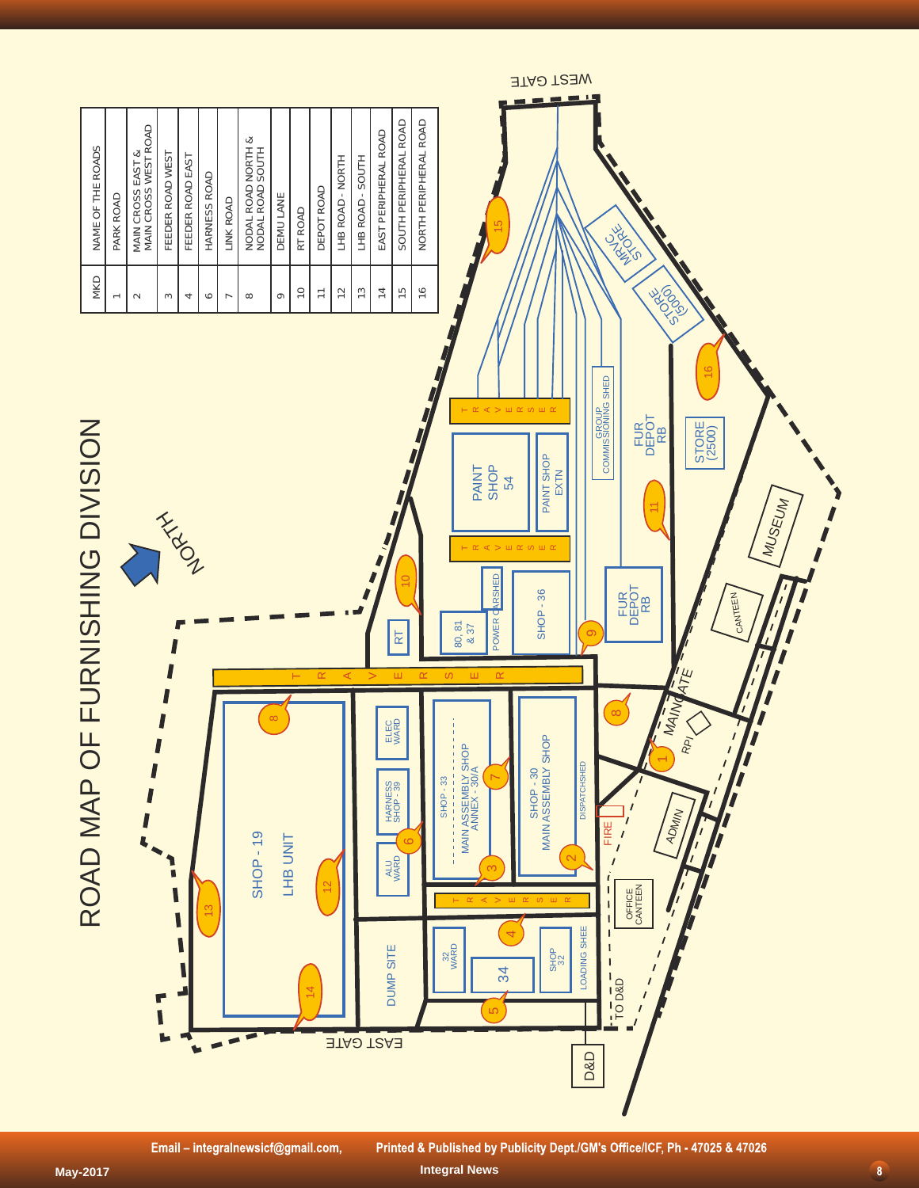# ROAD MAP OF FURNISHING DIVISION

| MKD | NAME OF THE ROADS |
|---|---|
| 1 | PARK ROAD |
| 2 | MAIN CROSS EAST & MAIN CROSS WEST ROAD |
| 3 | FEEDER ROAD WEST |
| 4 | FEEDER ROAD EAST |
| 6 | HARNESS ROAD |
| 7 | LINK ROAD |
| 8 | NODAL ROAD NORTH & NODAL ROAD SOUTH |
| 9 | DEMU LANE |
| 10 | RT ROAD |
| 11 | DEPOT ROAD |
| 12 | LHB ROAD - NORTH |
| 13 | LHB ROAD - SOUTH |
| 14 | EAST PERIPHERAL ROAD |
| 15 | SOUTH PERIPHERAL ROAD |
| 16 | NORTH PERIPHERAL ROAD |

NORTH

WEST GATE

EAST GATE

MAIN GATE

RPI

SHOP - 19
LHB UNIT

DUMP SITE

ALU WARD

HARNESS SHOP - 39

ELEC WARD

SHOP - 33
MAIN ASSEMBLY SHOP
ANNEX - 30/A

SHOP - 30
MAIN ASSEMBLY SHOP

DISPATCHSHED

32 WARD

34

SHOP 32

LOADING SHED

TRAVERSER

RT

80, 81 & 37

POWER CARSHED

SHOP - 36

PAINT SHOP 54

PAINT SHOP EXTN

GROUP COMMISSIONING SHED

FUR DEPOT RB

STORE (2500)

STORE (5000)

MRVC STORE

MUSEUM

CANTEEN

ADMIN

FIRE

OFFICE CANTEEN

TO D&D

D&D

Email – integralnewsicf@gmail.com, Printed & Published by Publicity Dept./GM's Office/ICF, Ph - 47025 & 47026

May-2017 Integral News